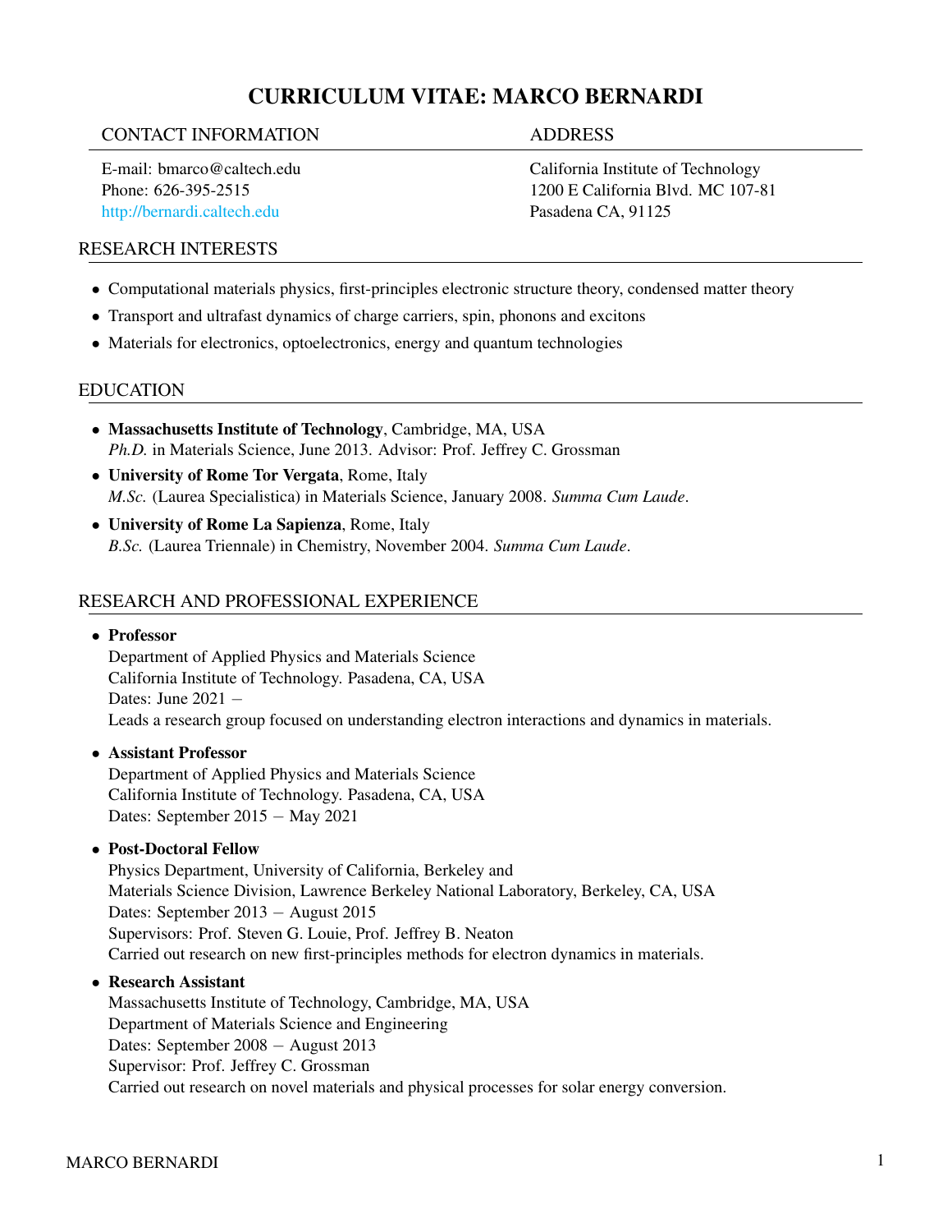# CURRICULUM VITAE: MARCO BERNARDI

## CONTACT INFORMATION

E-mail: bmarco@caltech.edu
Phone: 626-395-2515
http://bernardi.caltech.edu

## ADDRESS

California Institute of Technology
1200 E California Blvd. MC 107-81
Pasadena CA, 91125

## RESEARCH INTERESTS

- Computational materials physics, first-principles electronic structure theory, condensed matter theory
- Transport and ultrafast dynamics of charge carriers, spin, phonons and excitons
- Materials for electronics, optoelectronics, energy and quantum technologies

## EDUCATION

- **Massachusetts Institute of Technology**, Cambridge, MA, USA
  *Ph.D.* in Materials Science, June 2013. Advisor: Prof. Jeffrey C. Grossman
- **University of Rome Tor Vergata**, Rome, Italy
  *M.Sc.* (Laurea Specialistica) in Materials Science, January 2008. *Summa Cum Laude*.
- **University of Rome La Sapienza**, Rome, Italy
  *B.Sc.* (Laurea Triennale) in Chemistry, November 2004. *Summa Cum Laude*.

## RESEARCH AND PROFESSIONAL EXPERIENCE

- **Professor**
  Department of Applied Physics and Materials Science
  California Institute of Technology. Pasadena, CA, USA
  Dates: June 2021 −
  Leads a research group focused on understanding electron interactions and dynamics in materials.
- **Assistant Professor**
  Department of Applied Physics and Materials Science
  California Institute of Technology. Pasadena, CA, USA
  Dates: September 2015 − May 2021
- **Post-Doctoral Fellow**
  Physics Department, University of California, Berkeley and
  Materials Science Division, Lawrence Berkeley National Laboratory, Berkeley, CA, USA
  Dates: September 2013 − August 2015
  Supervisors: Prof. Steven G. Louie, Prof. Jeffrey B. Neaton
  Carried out research on new first-principles methods for electron dynamics in materials.
- **Research Assistant**
  Massachusetts Institute of Technology, Cambridge, MA, USA
  Department of Materials Science and Engineering
  Dates: September 2008 − August 2013
  Supervisor: Prof. Jeffrey C. Grossman
  Carried out research on novel materials and physical processes for solar energy conversion.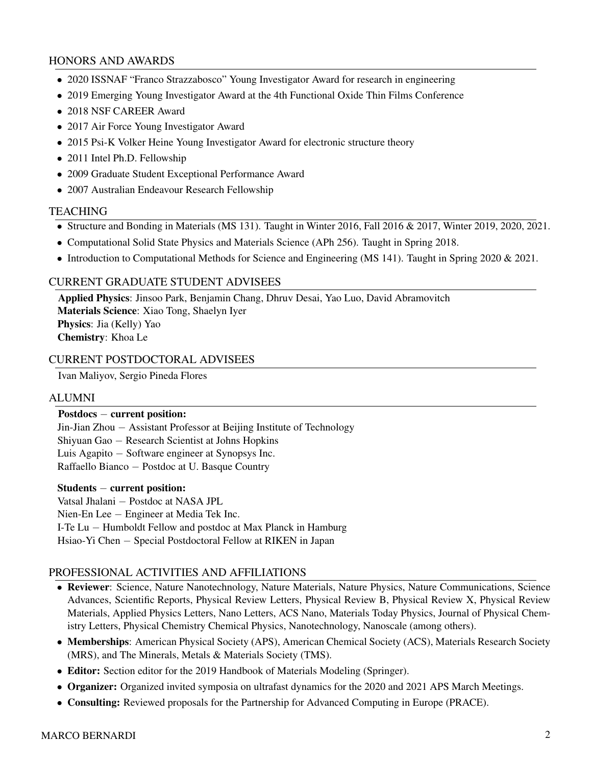## HONORS AND AWARDS

- 2020 ISSNAF "Franco Strazzabosco" Young Investigator Award for research in engineering
- 2019 Emerging Young Investigator Award at the 4th Functional Oxide Thin Films Conference
- 2018 NSF CAREER Award
- 2017 Air Force Young Investigator Award
- 2015 Psi-K Volker Heine Young Investigator Award for electronic structure theory
- 2011 Intel Ph.D. Fellowship
- 2009 Graduate Student Exceptional Performance Award
- 2007 Australian Endeavour Research Fellowship

## TEACHING

- Structure and Bonding in Materials (MS 131). Taught in Winter 2016, Fall 2016 & 2017, Winter 2019, 2020, 2021.
- Computational Solid State Physics and Materials Science (APh 256). Taught in Spring 2018.
- Introduction to Computational Methods for Science and Engineering (MS 141). Taught in Spring 2020 & 2021.

## CURRENT GRADUATE STUDENT ADVISEES

**Applied Physics**: Jinsoo Park, Benjamin Chang, Dhruv Desai, Yao Luo, David Abramovitch
**Materials Science**: Xiao Tong, Shaelyn Iyer
**Physics**: Jia (Kelly) Yao
**Chemistry**: Khoa Le

## CURRENT POSTDOCTORAL ADVISEES

Ivan Maliyov, Sergio Pineda Flores

## ALUMNI

**Postdocs − current position:**
Jin-Jian Zhou − Assistant Professor at Beijing Institute of Technology
Shiyuan Gao − Research Scientist at Johns Hopkins
Luis Agapito − Software engineer at Synopsys Inc.
Raffaello Bianco − Postdoc at U. Basque Country

**Students − current position:**
Vatsal Jhalani − Postdoc at NASA JPL
Nien-En Lee − Engineer at Media Tek Inc.
I-Te Lu − Humboldt Fellow and postdoc at Max Planck in Hamburg
Hsiao-Yi Chen − Special Postdoctoral Fellow at RIKEN in Japan

## PROFESSIONAL ACTIVITIES AND AFFILIATIONS

- **Reviewer**: Science, Nature Nanotechnology, Nature Materials, Nature Physics, Nature Communications, Science Advances, Scientific Reports, Physical Review Letters, Physical Review B, Physical Review X, Physical Review Materials, Applied Physics Letters, Nano Letters, ACS Nano, Materials Today Physics, Journal of Physical Chemistry Letters, Physical Chemistry Chemical Physics, Nanotechnology, Nanoscale (among others).
- **Memberships**: American Physical Society (APS), American Chemical Society (ACS), Materials Research Society (MRS), and The Minerals, Metals & Materials Society (TMS).
- **Editor:** Section editor for the 2019 Handbook of Materials Modeling (Springer).
- **Organizer:** Organized invited symposia on ultrafast dynamics for the 2020 and 2021 APS March Meetings.
- **Consulting:** Reviewed proposals for the Partnership for Advanced Computing in Europe (PRACE).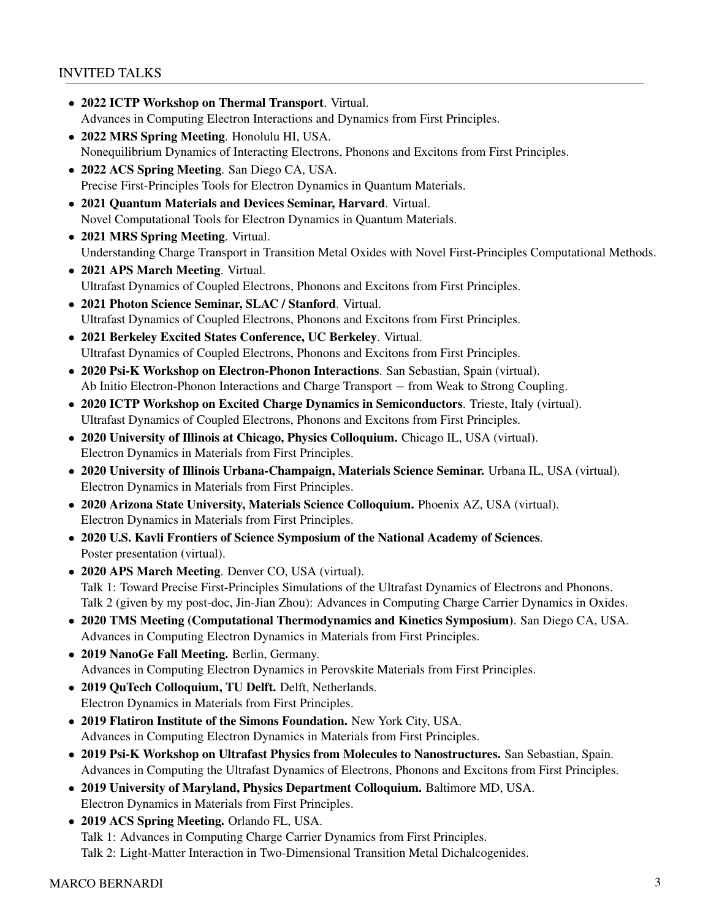## INVITED TALKS

- **2022 ICTP Workshop on Thermal Transport**. Virtual.
  Advances in Computing Electron Interactions and Dynamics from First Principles.
- **2022 MRS Spring Meeting**. Honolulu HI, USA.
  Nonequilibrium Dynamics of Interacting Electrons, Phonons and Excitons from First Principles.
- **2022 ACS Spring Meeting**. San Diego CA, USA.
  Precise First-Principles Tools for Electron Dynamics in Quantum Materials.
- **2021 Quantum Materials and Devices Seminar, Harvard**. Virtual.
  Novel Computational Tools for Electron Dynamics in Quantum Materials.
- **2021 MRS Spring Meeting**. Virtual.
  Understanding Charge Transport in Transition Metal Oxides with Novel First-Principles Computational Methods.
- **2021 APS March Meeting**. Virtual.
  Ultrafast Dynamics of Coupled Electrons, Phonons and Excitons from First Principles.
- **2021 Photon Science Seminar, SLAC / Stanford**. Virtual.
  Ultrafast Dynamics of Coupled Electrons, Phonons and Excitons from First Principles.
- **2021 Berkeley Excited States Conference, UC Berkeley**. Virtual.
  Ultrafast Dynamics of Coupled Electrons, Phonons and Excitons from First Principles.
- **2020 Psi-K Workshop on Electron-Phonon Interactions**. San Sebastian, Spain (virtual).
  Ab Initio Electron-Phonon Interactions and Charge Transport − from Weak to Strong Coupling.
- **2020 ICTP Workshop on Excited Charge Dynamics in Semiconductors**. Trieste, Italy (virtual).
  Ultrafast Dynamics of Coupled Electrons, Phonons and Excitons from First Principles.
- **2020 University of Illinois at Chicago, Physics Colloquium.** Chicago IL, USA (virtual).
  Electron Dynamics in Materials from First Principles.
- **2020 University of Illinois Urbana-Champaign, Materials Science Seminar.** Urbana IL, USA (virtual).
  Electron Dynamics in Materials from First Principles.
- **2020 Arizona State University, Materials Science Colloquium.** Phoenix AZ, USA (virtual).
  Electron Dynamics in Materials from First Principles.
- **2020 U.S. Kavli Frontiers of Science Symposium of the National Academy of Sciences**.
  Poster presentation (virtual).
- **2020 APS March Meeting**. Denver CO, USA (virtual).
  Talk 1: Toward Precise First-Principles Simulations of the Ultrafast Dynamics of Electrons and Phonons.
  Talk 2 (given by my post-doc, Jin-Jian Zhou): Advances in Computing Charge Carrier Dynamics in Oxides.
- **2020 TMS Meeting (Computational Thermodynamics and Kinetics Symposium)**. San Diego CA, USA.
  Advances in Computing Electron Dynamics in Materials from First Principles.
- **2019 NanoGe Fall Meeting.** Berlin, Germany.
  Advances in Computing Electron Dynamics in Perovskite Materials from First Principles.
- **2019 QuTech Colloquium, TU Delft.** Delft, Netherlands.
  Electron Dynamics in Materials from First Principles.
- **2019 Flatiron Institute of the Simons Foundation.** New York City, USA.
  Advances in Computing Electron Dynamics in Materials from First Principles.
- **2019 Psi-K Workshop on Ultrafast Physics from Molecules to Nanostructures.** San Sebastian, Spain.
  Advances in Computing the Ultrafast Dynamics of Electrons, Phonons and Excitons from First Principles.
- **2019 University of Maryland, Physics Department Colloquium.** Baltimore MD, USA.
  Electron Dynamics in Materials from First Principles.
- **2019 ACS Spring Meeting.** Orlando FL, USA.
  Talk 1: Advances in Computing Charge Carrier Dynamics from First Principles.
  Talk 2: Light-Matter Interaction in Two-Dimensional Transition Metal Dichalcogenides.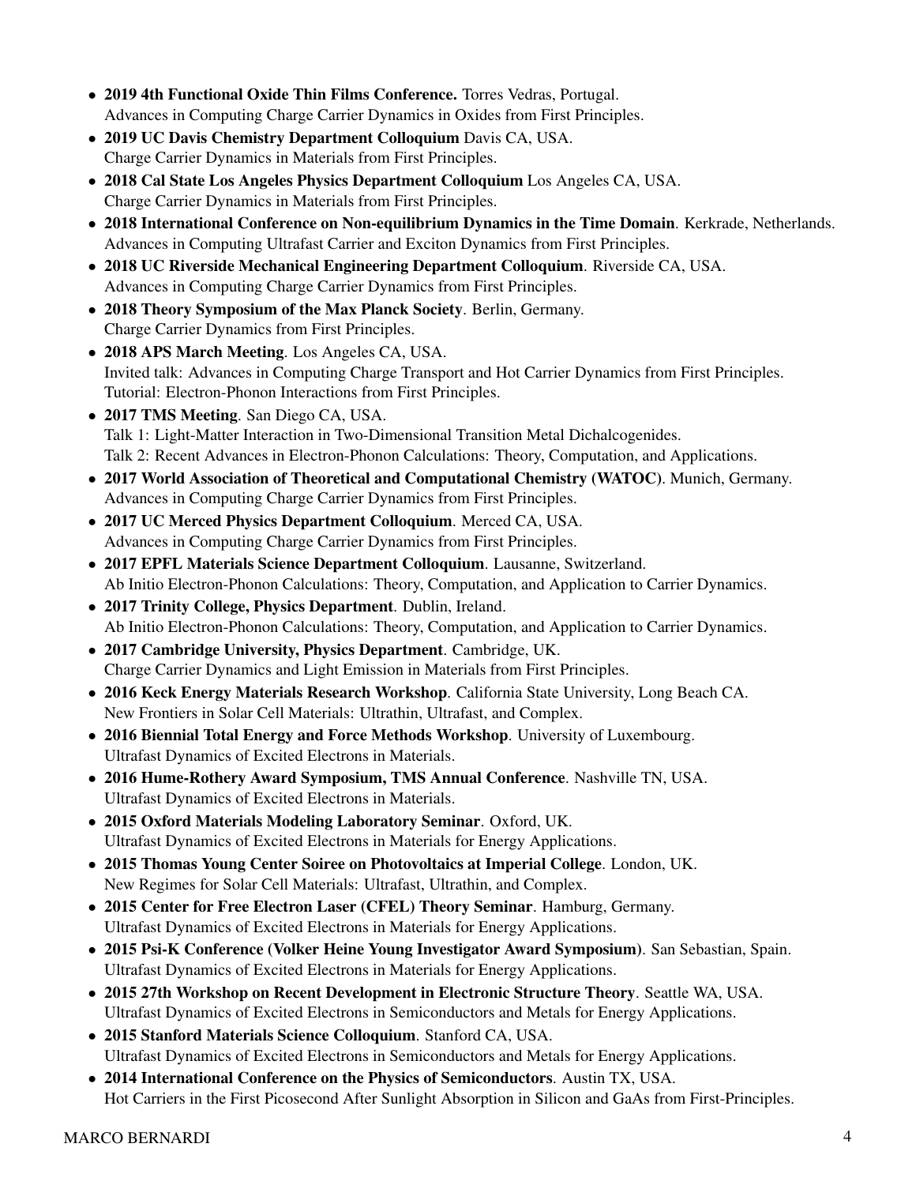- **2019 4th Functional Oxide Thin Films Conference.** Torres Vedras, Portugal.
  Advances in Computing Charge Carrier Dynamics in Oxides from First Principles.
- **2019 UC Davis Chemistry Department Colloquium** Davis CA, USA.
  Charge Carrier Dynamics in Materials from First Principles.
- **2018 Cal State Los Angeles Physics Department Colloquium** Los Angeles CA, USA.
  Charge Carrier Dynamics in Materials from First Principles.
- **2018 International Conference on Non-equilibrium Dynamics in the Time Domain**. Kerkrade, Netherlands.
  Advances in Computing Ultrafast Carrier and Exciton Dynamics from First Principles.
- **2018 UC Riverside Mechanical Engineering Department Colloquium**. Riverside CA, USA.
  Advances in Computing Charge Carrier Dynamics from First Principles.
- **2018 Theory Symposium of the Max Planck Society**. Berlin, Germany.
  Charge Carrier Dynamics from First Principles.
- **2018 APS March Meeting**. Los Angeles CA, USA.
  Invited talk: Advances in Computing Charge Transport and Hot Carrier Dynamics from First Principles.
  Tutorial: Electron-Phonon Interactions from First Principles.
- **2017 TMS Meeting**. San Diego CA, USA.
  Talk 1: Light-Matter Interaction in Two-Dimensional Transition Metal Dichalcogenides.
  Talk 2: Recent Advances in Electron-Phonon Calculations: Theory, Computation, and Applications.
- **2017 World Association of Theoretical and Computational Chemistry (WATOC)**. Munich, Germany.
  Advances in Computing Charge Carrier Dynamics from First Principles.
- **2017 UC Merced Physics Department Colloquium**. Merced CA, USA.
  Advances in Computing Charge Carrier Dynamics from First Principles.
- **2017 EPFL Materials Science Department Colloquium**. Lausanne, Switzerland.
  Ab Initio Electron-Phonon Calculations: Theory, Computation, and Application to Carrier Dynamics.
- **2017 Trinity College, Physics Department**. Dublin, Ireland.
  Ab Initio Electron-Phonon Calculations: Theory, Computation, and Application to Carrier Dynamics.
- **2017 Cambridge University, Physics Department**. Cambridge, UK.
  Charge Carrier Dynamics and Light Emission in Materials from First Principles.
- **2016 Keck Energy Materials Research Workshop**. California State University, Long Beach CA.
  New Frontiers in Solar Cell Materials: Ultrathin, Ultrafast, and Complex.
- **2016 Biennial Total Energy and Force Methods Workshop**. University of Luxembourg.
  Ultrafast Dynamics of Excited Electrons in Materials.
- **2016 Hume-Rothery Award Symposium, TMS Annual Conference**. Nashville TN, USA.
  Ultrafast Dynamics of Excited Electrons in Materials.
- **2015 Oxford Materials Modeling Laboratory Seminar**. Oxford, UK.
  Ultrafast Dynamics of Excited Electrons in Materials for Energy Applications.
- **2015 Thomas Young Center Soiree on Photovoltaics at Imperial College**. London, UK.
  New Regimes for Solar Cell Materials: Ultrafast, Ultrathin, and Complex.
- **2015 Center for Free Electron Laser (CFEL) Theory Seminar**. Hamburg, Germany.
  Ultrafast Dynamics of Excited Electrons in Materials for Energy Applications.
- **2015 Psi-K Conference (Volker Heine Young Investigator Award Symposium)**. San Sebastian, Spain.
  Ultrafast Dynamics of Excited Electrons in Materials for Energy Applications.
- **2015 27th Workshop on Recent Development in Electronic Structure Theory**. Seattle WA, USA.
  Ultrafast Dynamics of Excited Electrons in Semiconductors and Metals for Energy Applications.
- **2015 Stanford Materials Science Colloquium**. Stanford CA, USA.
  Ultrafast Dynamics of Excited Electrons in Semiconductors and Metals for Energy Applications.
- **2014 International Conference on the Physics of Semiconductors**. Austin TX, USA.
  Hot Carriers in the First Picosecond After Sunlight Absorption in Silicon and GaAs from First-Principles.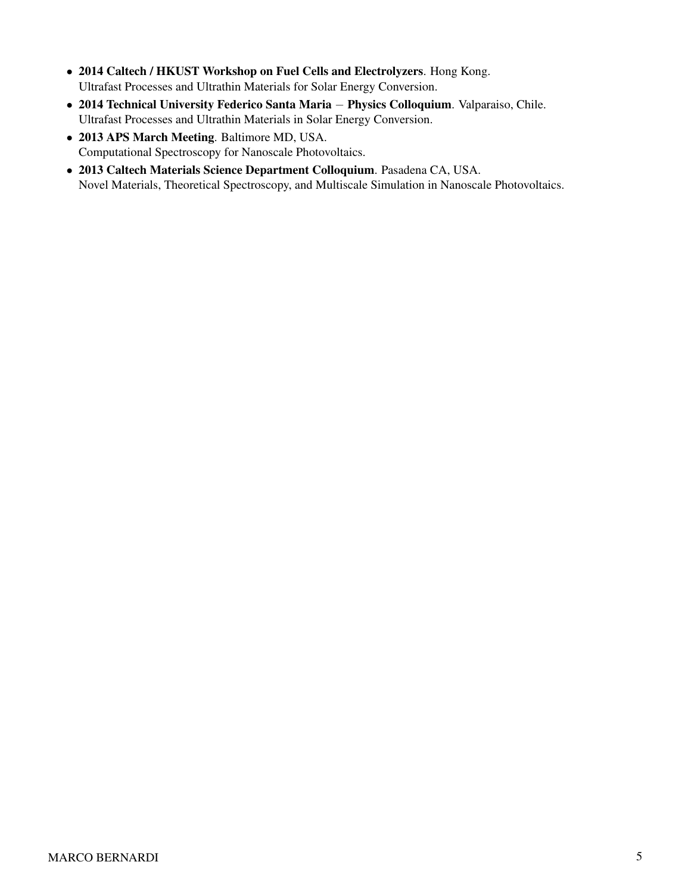- **2014 Caltech / HKUST Workshop on Fuel Cells and Electrolyzers**. Hong Kong.
  Ultrafast Processes and Ultrathin Materials for Solar Energy Conversion.
- **2014 Technical University Federico Santa Maria** – **Physics Colloquium**. Valparaiso, Chile.
  Ultrafast Processes and Ultrathin Materials in Solar Energy Conversion.
- **2013 APS March Meeting**. Baltimore MD, USA.
  Computational Spectroscopy for Nanoscale Photovoltaics.
- **2013 Caltech Materials Science Department Colloquium**. Pasadena CA, USA.
  Novel Materials, Theoretical Spectroscopy, and Multiscale Simulation in Nanoscale Photovoltaics.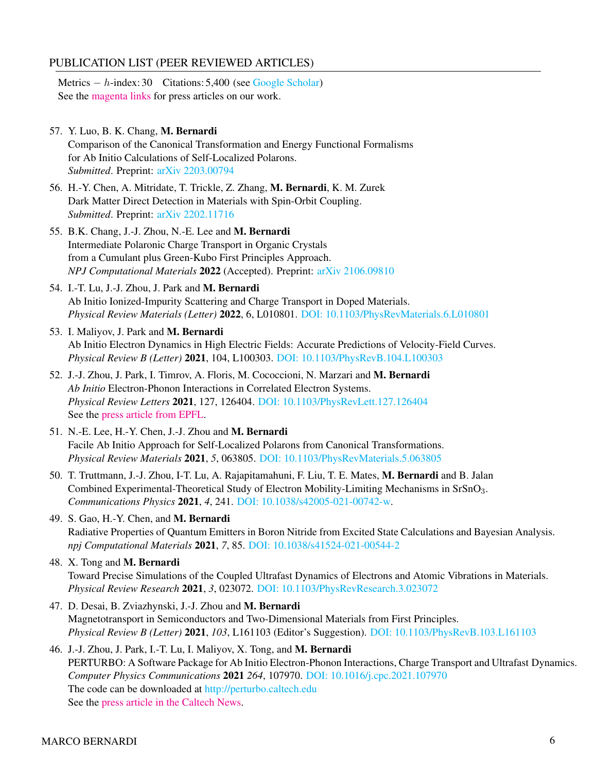## PUBLICATION LIST (PEER REVIEWED ARTICLES)

Metrics − $h$-index: 30 Citations: 5,400 (see Google Scholar)
See the magenta links for press articles on our work.

57. Y. Luo, B. K. Chang, **M. Bernardi**
Comparison of the Canonical Transformation and Energy Functional Formalisms for Ab Initio Calculations of Self-Localized Polarons.
*Submitted*. Preprint: arXiv 2203.00794

56. H.-Y. Chen, A. Mitridate, T. Trickle, Z. Zhang, **M. Bernardi**, K. M. Zurek
Dark Matter Direct Detection in Materials with Spin-Orbit Coupling.
*Submitted*. Preprint: arXiv 2202.11716

55. B.K. Chang, J.-J. Zhou, N.-E. Lee and **M. Bernardi**
Intermediate Polaronic Charge Transport in Organic Crystals from a Cumulant plus Green-Kubo First Principles Approach.
*NPJ Computational Materials* **2022** (Accepted). Preprint: arXiv 2106.09810

54. I.-T. Lu, J.-J. Zhou, J. Park and **M. Bernardi**
Ab Initio Ionized-Impurity Scattering and Charge Transport in Doped Materials.
*Physical Review Materials (Letter)* **2022**, 6, L010801. DOI: 10.1103/PhysRevMaterials.6.L010801

53. I. Maliyov, J. Park and **M. Bernardi**
Ab Initio Electron Dynamics in High Electric Fields: Accurate Predictions of Velocity-Field Curves.
*Physical Review B (Letter)* **2021**, 104, L100303. DOI: 10.1103/PhysRevB.104.L100303

52. J.-J. Zhou, J. Park, I. Timrov, A. Floris, M. Cococcioni, N. Marzari and **M. Bernardi**
*Ab Initio* Electron-Phonon Interactions in Correlated Electron Systems.
*Physical Review Letters* **2021**, 127, 126404. DOI: 10.1103/PhysRevLett.127.126404
See the press article from EPFL.

51. N.-E. Lee, H.-Y. Chen, J.-J. Zhou and **M. Bernardi**
Facile Ab Initio Approach for Self-Localized Polarons from Canonical Transformations.
*Physical Review Materials* **2021**, *5*, 063805. DOI: 10.1103/PhysRevMaterials.5.063805

50. T. Truttmann, J.-J. Zhou, I-T. Lu, A. Rajapitamahuni, F. Liu, T. E. Mates, **M. Bernardi** and B. Jalan
Combined Experimental-Theoretical Study of Electron Mobility-Limiting Mechanisms in $SrSnO_3$.
*Communications Physics* **2021**, *4*, 241. DOI: 10.1038/s42005-021-00742-w.

49. S. Gao, H.-Y. Chen, and **M. Bernardi**
Radiative Properties of Quantum Emitters in Boron Nitride from Excited State Calculations and Bayesian Analysis.
*npj Computational Materials* **2021**, *7*, 85. DOI: 10.1038/s41524-021-00544-2

48. X. Tong and **M. Bernardi**
Toward Precise Simulations of the Coupled Ultrafast Dynamics of Electrons and Atomic Vibrations in Materials.
*Physical Review Research* **2021**, *3*, 023072. DOI: 10.1103/PhysRevResearch.3.023072

47. D. Desai, B. Zviazhynski, J.-J. Zhou and **M. Bernardi**
Magnetotransport in Semiconductors and Two-Dimensional Materials from First Principles.
*Physical Review B (Letter)* **2021**, *103*, L161103 (Editor's Suggestion). DOI: 10.1103/PhysRevB.103.L161103

46. J.-J. Zhou, J. Park, I.-T. Lu, I. Maliyov, X. Tong, and **M. Bernardi**
PERTURBO: A Software Package for Ab Initio Electron-Phonon Interactions, Charge Transport and Ultrafast Dynamics.
*Computer Physics Communications* **2021** *264*, 107970. DOI: 10.1016/j.cpc.2021.107970
The code can be downloaded at http://perturbo.caltech.edu
See the press article in the Caltech News.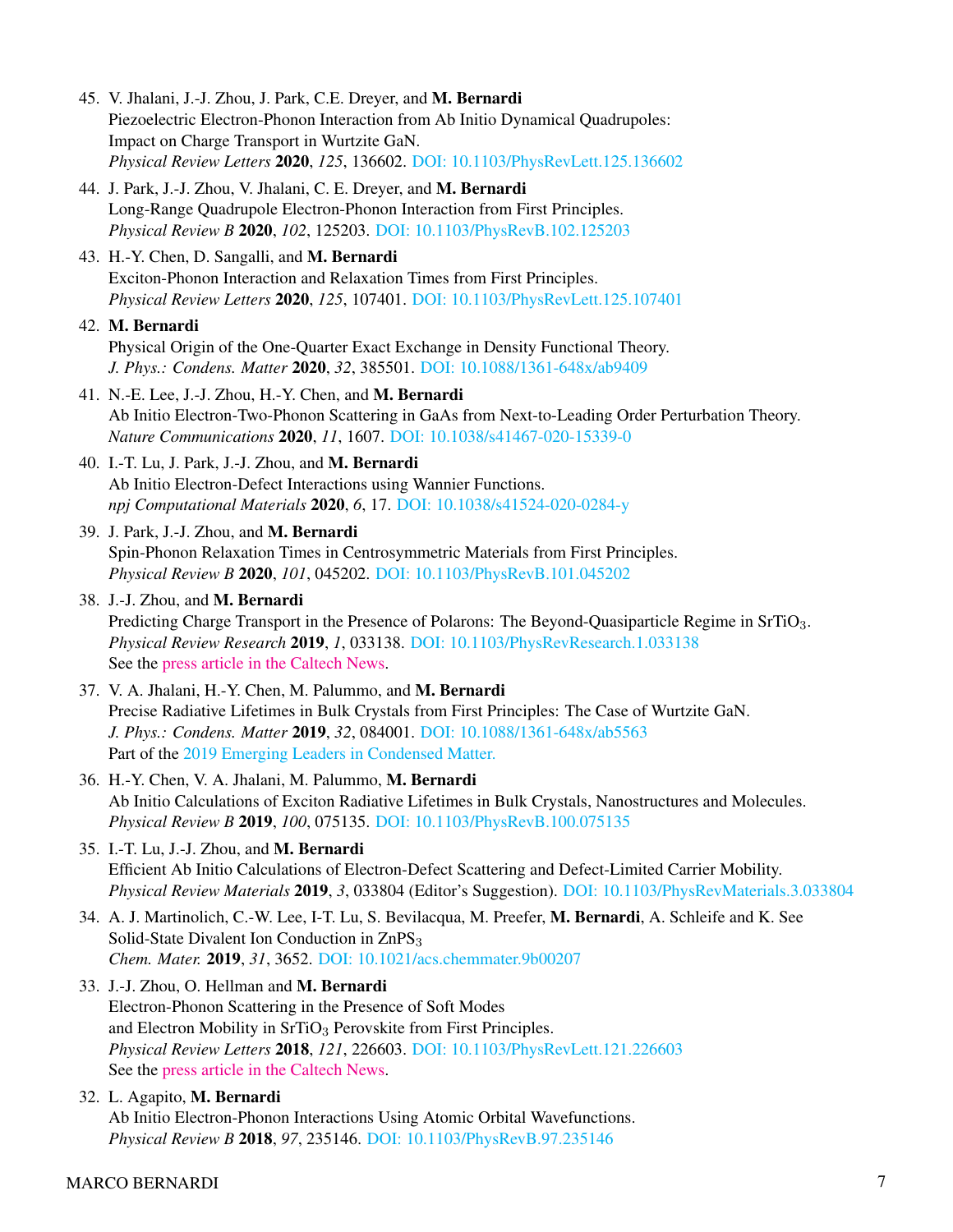45. V. Jhalani, J.-J. Zhou, J. Park, C.E. Dreyer, and **M. Bernardi**
Piezoelectric Electron-Phonon Interaction from Ab Initio Dynamical Quadrupoles: Impact on Charge Transport in Wurtzite GaN.
*Physical Review Letters* **2020**, *125*, 136602. DOI: 10.1103/PhysRevLett.125.136602

44. J. Park, J.-J. Zhou, V. Jhalani, C. E. Dreyer, and **M. Bernardi**
Long-Range Quadrupole Electron-Phonon Interaction from First Principles.
*Physical Review B* **2020**, *102*, 125203. DOI: 10.1103/PhysRevB.102.125203

43. H.-Y. Chen, D. Sangalli, and **M. Bernardi**
Exciton-Phonon Interaction and Relaxation Times from First Principles.
*Physical Review Letters* **2020**, *125*, 107401. DOI: 10.1103/PhysRevLett.125.107401

42. **M. Bernardi**
Physical Origin of the One-Quarter Exact Exchange in Density Functional Theory.
*J. Phys.: Condens. Matter* **2020**, *32*, 385501. DOI: 10.1088/1361-648x/ab9409

41. N.-E. Lee, J.-J. Zhou, H.-Y. Chen, and **M. Bernardi**
Ab Initio Electron-Two-Phonon Scattering in GaAs from Next-to-Leading Order Perturbation Theory.
*Nature Communications* **2020**, *11*, 1607. DOI: 10.1038/s41467-020-15339-0

40. I.-T. Lu, J. Park, J.-J. Zhou, and **M. Bernardi**
Ab Initio Electron-Defect Interactions using Wannier Functions.
*npj Computational Materials* **2020**, *6*, 17. DOI: 10.1038/s41524-020-0284-y

39. J. Park, J.-J. Zhou, and **M. Bernardi**
Spin-Phonon Relaxation Times in Centrosymmetric Materials from First Principles.
*Physical Review B* **2020**, *101*, 045202. DOI: 10.1103/PhysRevB.101.045202

38. J.-J. Zhou, and **M. Bernardi**
Predicting Charge Transport in the Presence of Polarons: The Beyond-Quasiparticle Regime in $SrTiO_3$.
*Physical Review Research* **2019**, *1*, 033138. DOI: 10.1103/PhysRevResearch.1.033138
See the press article in the Caltech News.

37. V. A. Jhalani, H.-Y. Chen, M. Palummo, and **M. Bernardi**
Precise Radiative Lifetimes in Bulk Crystals from First Principles: The Case of Wurtzite GaN.
*J. Phys.: Condens. Matter* **2019**, *32*, 084001. DOI: 10.1088/1361-648x/ab5563
Part of the 2019 Emerging Leaders in Condensed Matter.

36. H.-Y. Chen, V. A. Jhalani, M. Palummo, **M. Bernardi**
Ab Initio Calculations of Exciton Radiative Lifetimes in Bulk Crystals, Nanostructures and Molecules.
*Physical Review B* **2019**, *100*, 075135. DOI: 10.1103/PhysRevB.100.075135

35. I.-T. Lu, J.-J. Zhou, and **M. Bernardi**
Efficient Ab Initio Calculations of Electron-Defect Scattering and Defect-Limited Carrier Mobility.
*Physical Review Materials* **2019**, *3*, 033804 (Editor's Suggestion). DOI: 10.1103/PhysRevMaterials.3.033804

34. A. J. Martinolich, C.-W. Lee, I-T. Lu, S. Bevilacqua, M. Preefer, **M. Bernardi**, A. Schleife and K. See
Solid-State Divalent Ion Conduction in $ZnPS_3$
*Chem. Mater.* **2019**, *31*, 3652. DOI: 10.1021/acs.chemmater.9b00207

33. J.-J. Zhou, O. Hellman and **M. Bernardi**
Electron-Phonon Scattering in the Presence of Soft Modes and Electron Mobility in $SrTiO_3$ Perovskite from First Principles.
*Physical Review Letters* **2018**, *121*, 226603. DOI: 10.1103/PhysRevLett.121.226603
See the press article in the Caltech News.

32. L. Agapito, **M. Bernardi**
Ab Initio Electron-Phonon Interactions Using Atomic Orbital Wavefunctions.
*Physical Review B* **2018**, *97*, 235146. DOI: 10.1103/PhysRevB.97.235146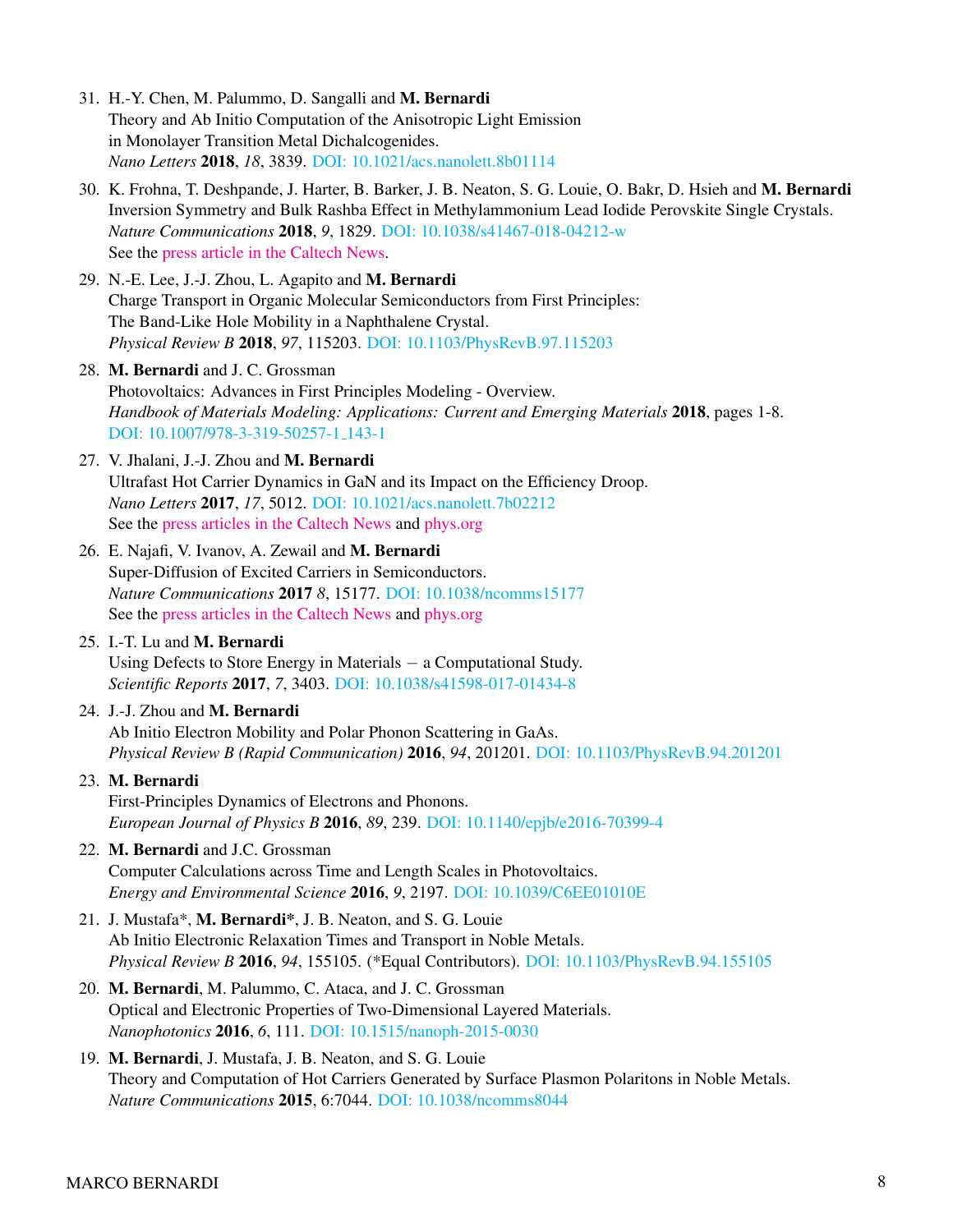31. H.-Y. Chen, M. Palummo, D. Sangalli and **M. Bernardi**
    Theory and Ab Initio Computation of the Anisotropic Light Emission
    in Monolayer Transition Metal Dichalcogenides.
    *Nano Letters* **2018**, *18*, 3839. DOI: 10.1021/acs.nanolett.8b01114

30. K. Frohna, T. Deshpande, J. Harter, B. Barker, J. B. Neaton, S. G. Louie, O. Bakr, D. Hsieh and **M. Bernardi**
    Inversion Symmetry and Bulk Rashba Effect in Methylammonium Lead Iodide Perovskite Single Crystals.
    *Nature Communications* **2018**, *9*, 1829. DOI: 10.1038/s41467-018-04212-w
    See the press article in the Caltech News.

29. N.-E. Lee, J.-J. Zhou, L. Agapito and **M. Bernardi**
    Charge Transport in Organic Molecular Semiconductors from First Principles:
    The Band-Like Hole Mobility in a Naphthalene Crystal.
    *Physical Review B* **2018**, *97*, 115203. DOI: 10.1103/PhysRevB.97.115203

28. **M. Bernardi** and J. C. Grossman
    Photovoltaics: Advances in First Principles Modeling - Overview.
    *Handbook of Materials Modeling: Applications: Current and Emerging Materials* **2018**, pages 1-8.
    DOI: 10.1007/978-3-319-50257-1_143-1

27. V. Jhalani, J.-J. Zhou and **M. Bernardi**
    Ultrafast Hot Carrier Dynamics in GaN and its Impact on the Efficiency Droop.
    *Nano Letters* **2017**, *17*, 5012. DOI: 10.1021/acs.nanolett.7b02212
    See the press articles in the Caltech News and phys.org

26. E. Najafi, V. Ivanov, A. Zewail and **M. Bernardi**
    Super-Diffusion of Excited Carriers in Semiconductors.
    *Nature Communications* **2017** *8*, 15177. DOI: 10.1038/ncomms15177
    See the press articles in the Caltech News and phys.org

25. I.-T. Lu and **M. Bernardi**
    Using Defects to Store Energy in Materials − a Computational Study.
    *Scientific Reports* **2017**, *7*, 3403. DOI: 10.1038/s41598-017-01434-8

24. J.-J. Zhou and **M. Bernardi**
    Ab Initio Electron Mobility and Polar Phonon Scattering in GaAs.
    *Physical Review B (Rapid Communication)* **2016**, *94*, 201201. DOI: 10.1103/PhysRevB.94.201201

23. **M. Bernardi**
    First-Principles Dynamics of Electrons and Phonons.
    *European Journal of Physics B* **2016**, *89*, 239. DOI: 10.1140/epjb/e2016-70399-4

22. **M. Bernardi** and J.C. Grossman
    Computer Calculations across Time and Length Scales in Photovoltaics.
    *Energy and Environmental Science* **2016**, *9*, 2197. DOI: 10.1039/C6EE01010E

21. J. Mustafa*, **M. Bernardi***, J. B. Neaton, and S. G. Louie
    Ab Initio Electronic Relaxation Times and Transport in Noble Metals.
    *Physical Review B* **2016**, *94*, 155105. (*Equal Contributors). DOI: 10.1103/PhysRevB.94.155105

20. **M. Bernardi**, M. Palummo, C. Ataca, and J. C. Grossman
    Optical and Electronic Properties of Two-Dimensional Layered Materials.
    *Nanophotonics* **2016**, *6*, 111. DOI: 10.1515/nanoph-2015-0030

19. **M. Bernardi**, J. Mustafa, J. B. Neaton, and S. G. Louie
    Theory and Computation of Hot Carriers Generated by Surface Plasmon Polaritons in Noble Metals.
    *Nature Communications* **2015**, 6:7044. DOI: 10.1038/ncomms8044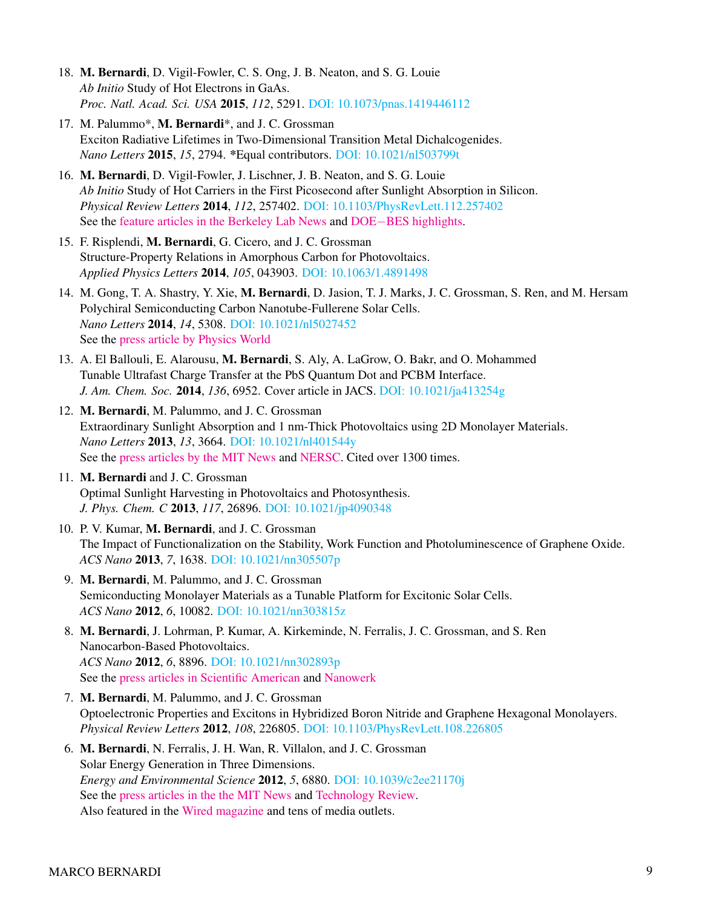18. **M. Bernardi**, D. Vigil-Fowler, C. S. Ong, J. B. Neaton, and S. G. Louie
    *Ab Initio* Study of Hot Electrons in GaAs.
    *Proc. Natl. Acad. Sci. USA* **2015**, *112*, 5291. DOI: 10.1073/pnas.1419446112

17. M. Palummo*, **M. Bernardi***, and J. C. Grossman
    Exciton Radiative Lifetimes in Two-Dimensional Transition Metal Dichalcogenides.
    *Nano Letters* **2015**, *15*, 2794. *Equal contributors. DOI: 10.1021/nl503799t

16. **M. Bernardi**, D. Vigil-Fowler, J. Lischner, J. B. Neaton, and S. G. Louie
    *Ab Initio* Study of Hot Carriers in the First Picosecond after Sunlight Absorption in Silicon.
    *Physical Review Letters* **2014**, *112*, 257402. DOI: 10.1103/PhysRevLett.112.257402
    See the feature articles in the Berkeley Lab News and DOE−BES highlights.

15. F. Risplendi, **M. Bernardi**, G. Cicero, and J. C. Grossman
    Structure-Property Relations in Amorphous Carbon for Photovoltaics.
    *Applied Physics Letters* **2014**, *105*, 043903. DOI: 10.1063/1.4891498

14. M. Gong, T. A. Shastry, Y. Xie, **M. Bernardi**, D. Jasion, T. J. Marks, J. C. Grossman, S. Ren, and M. Hersam
    Polychiral Semiconducting Carbon Nanotube-Fullerene Solar Cells.
    *Nano Letters* **2014**, *14*, 5308. DOI: 10.1021/nl5027452
    See the press article by Physics World

13. A. El Ballouli, E. Alarousu, **M. Bernardi**, S. Aly, A. LaGrow, O. Bakr, and O. Mohammed
    Tunable Ultrafast Charge Transfer at the PbS Quantum Dot and PCBM Interface.
    *J. Am. Chem. Soc.* **2014**, *136*, 6952. Cover article in JACS. DOI: 10.1021/ja413254g

12. **M. Bernardi**, M. Palummo, and J. C. Grossman
    Extraordinary Sunlight Absorption and 1 nm-Thick Photovoltaics using 2D Monolayer Materials.
    *Nano Letters* **2013**, *13*, 3664. DOI: 10.1021/nl401544y
    See the press articles by the MIT News and NERSC. Cited over 1300 times.

11. **M. Bernardi** and J. C. Grossman
    Optimal Sunlight Harvesting in Photovoltaics and Photosynthesis.
    *J. Phys. Chem. C* **2013**, *117*, 26896. DOI: 10.1021/jp4090348

10. P. V. Kumar, **M. Bernardi**, and J. C. Grossman
    The Impact of Functionalization on the Stability, Work Function and Photoluminescence of Graphene Oxide.
    *ACS Nano* **2013**, *7*, 1638. DOI: 10.1021/nn305507p

9. **M. Bernardi**, M. Palummo, and J. C. Grossman
   Semiconducting Monolayer Materials as a Tunable Platform for Excitonic Solar Cells.
   *ACS Nano* **2012**, *6*, 10082. DOI: 10.1021/nn303815z

8. **M. Bernardi**, J. Lohrman, P. Kumar, A. Kirkeminde, N. Ferralis, J. C. Grossman, and S. Ren
   Nanocarbon-Based Photovoltaics.
   *ACS Nano* **2012**, *6*, 8896. DOI: 10.1021/nn302893p
   See the press articles in Scientific American and Nanowerk

7. **M. Bernardi**, M. Palummo, and J. C. Grossman
   Optoelectronic Properties and Excitons in Hybridized Boron Nitride and Graphene Hexagonal Monolayers.
   *Physical Review Letters* **2012**, *108*, 226805. DOI: 10.1103/PhysRevLett.108.226805

6. **M. Bernardi**, N. Ferralis, J. H. Wan, R. Villalon, and J. C. Grossman
   Solar Energy Generation in Three Dimensions.
   *Energy and Environmental Science* **2012**, *5*, 6880. DOI: 10.1039/c2ee21170j
   See the press articles in the the MIT News and Technology Review.
   Also featured in the Wired magazine and tens of media outlets.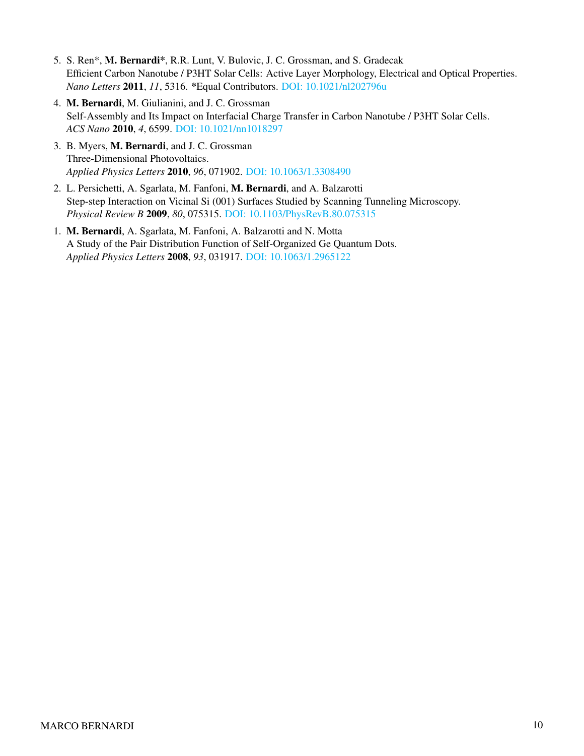5. S. Ren*, **M. Bernardi***, R.R. Lunt, V. Bulovic, J. C. Grossman, and S. Gradecak
   Efficient Carbon Nanotube / P3HT Solar Cells: Active Layer Morphology, Electrical and Optical Properties.
   *Nano Letters* **2011**, *11*, 5316. *Equal Contributors. DOI: 10.1021/nl202796u

4. **M. Bernardi**, M. Giulianini, and J. C. Grossman
   Self-Assembly and Its Impact on Interfacial Charge Transfer in Carbon Nanotube / P3HT Solar Cells.
   *ACS Nano* **2010**, *4*, 6599. DOI: 10.1021/nn1018297

3. B. Myers, **M. Bernardi**, and J. C. Grossman
   Three-Dimensional Photovoltaics.
   *Applied Physics Letters* **2010**, *96*, 071902. DOI: 10.1063/1.3308490

2. L. Persichetti, A. Sgarlata, M. Fanfoni, **M. Bernardi**, and A. Balzarotti
   Step-step Interaction on Vicinal Si (001) Surfaces Studied by Scanning Tunneling Microscopy.
   *Physical Review B* **2009**, *80*, 075315. DOI: 10.1103/PhysRevB.80.075315

1. **M. Bernardi**, A. Sgarlata, M. Fanfoni, A. Balzarotti and N. Motta
   A Study of the Pair Distribution Function of Self-Organized Ge Quantum Dots.
   *Applied Physics Letters* **2008**, *93*, 031917. DOI: 10.1063/1.2965122